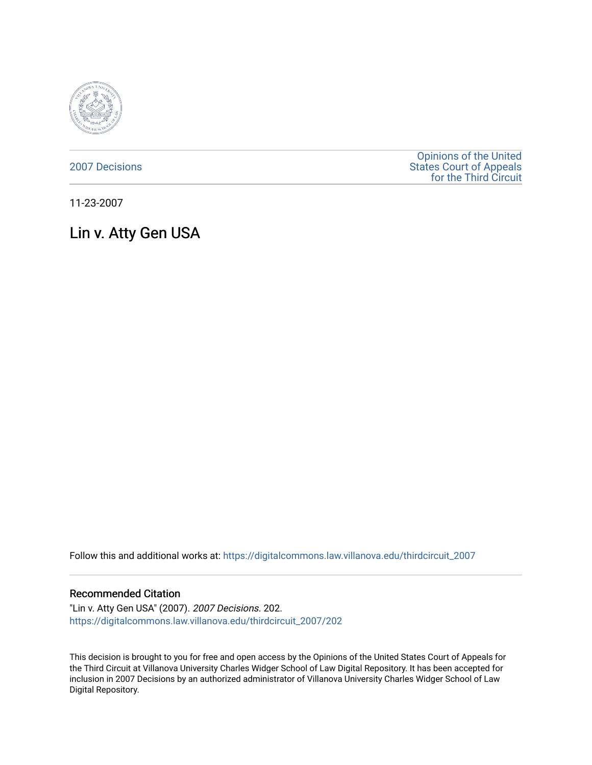2007 Decisions

Opinions of the United States Court of Appeals for the Third Circuit

11-23-2007

# Lin v. Atty Gen USA

Follow this and additional works at: https://digitalcommons.law.villanova.edu/thirdcircuit_2007

## Recommended Citation

"Lin v. Atty Gen USA" (2007). *2007 Decisions*. 202.
https://digitalcommons.law.villanova.edu/thirdcircuit_2007/202

This decision is brought to you for free and open access by the Opinions of the United States Court of Appeals for the Third Circuit at Villanova University Charles Widger School of Law Digital Repository. It has been accepted for inclusion in 2007 Decisions by an authorized administrator of Villanova University Charles Widger School of Law Digital Repository.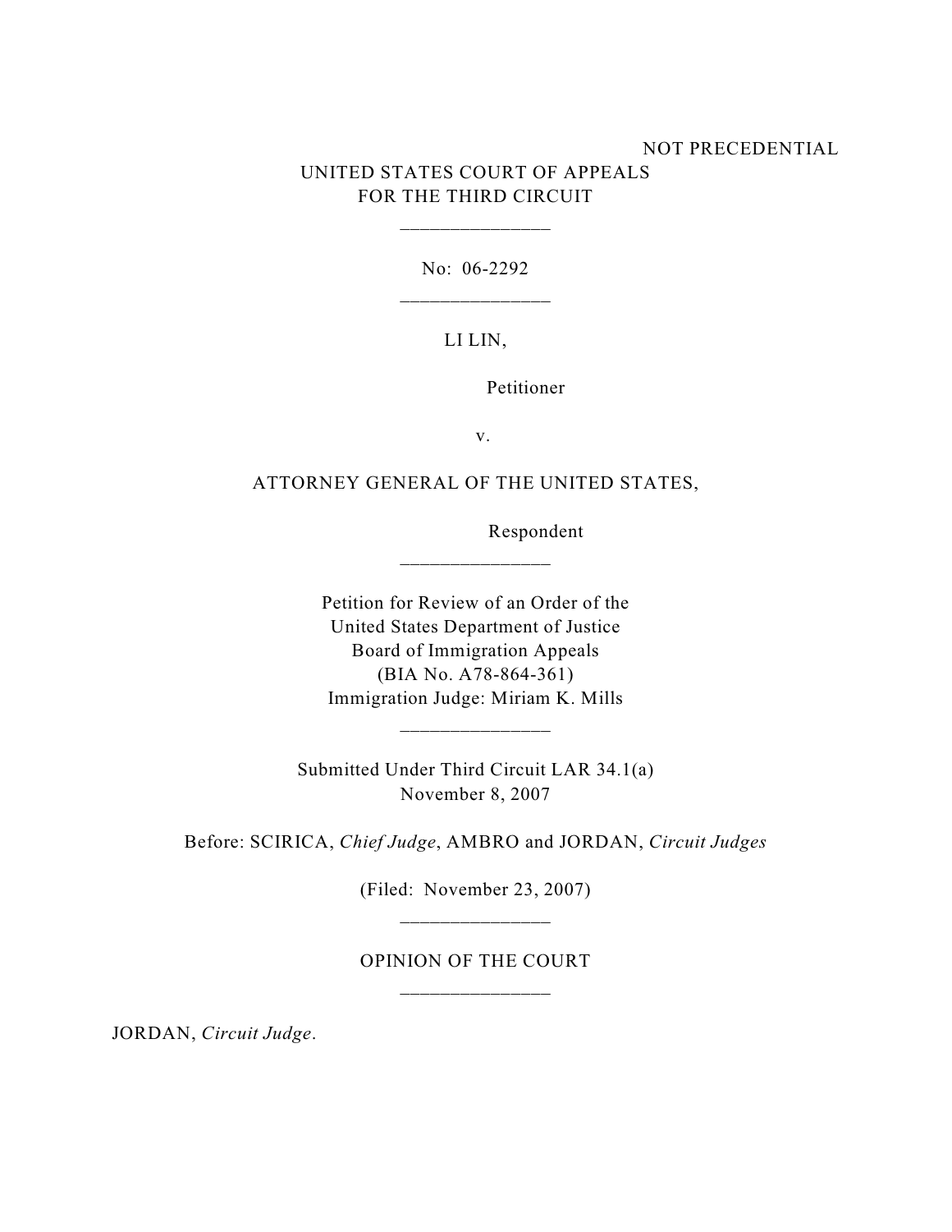NOT PRECEDENTIAL

UNITED STATES COURT OF APPEALS
FOR THE THIRD CIRCUIT

\_\_\_\_\_\_\_\_\_\_\_\_\_\_\_

No: 06-2292

\_\_\_\_\_\_\_\_\_\_\_\_\_\_\_

LI LIN,

Petitioner

v.

ATTORNEY GENERAL OF THE UNITED STATES,

Respondent

\_\_\_\_\_\_\_\_\_\_\_\_\_\_\_

Petition for Review of an Order of the
United States Department of Justice
Board of Immigration Appeals
(BIA No. A78-864-361)
Immigration Judge: Miriam K. Mills

\_\_\_\_\_\_\_\_\_\_\_\_\_\_\_

Submitted Under Third Circuit LAR 34.1(a)
November 8, 2007

Before: SCIRICA, *Chief Judge*, AMBRO and JORDAN, *Circuit Judges*

(Filed: November 23, 2007)

\_\_\_\_\_\_\_\_\_\_\_\_\_\_\_

OPINION OF THE COURT

\_\_\_\_\_\_\_\_\_\_\_\_\_\_\_

JORDAN, *Circuit Judge*.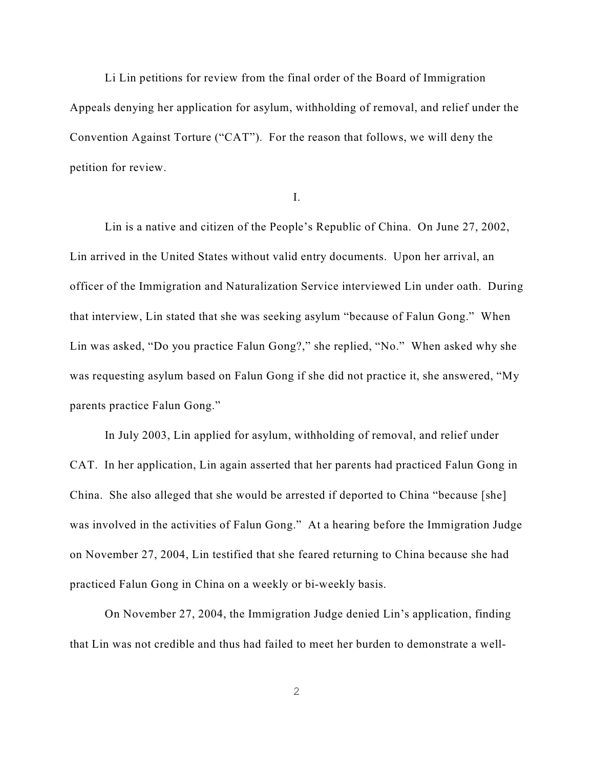Li Lin petitions for review from the final order of the Board of Immigration Appeals denying her application for asylum, withholding of removal, and relief under the Convention Against Torture ("CAT"). For the reason that follows, we will deny the petition for review.

I.

Lin is a native and citizen of the People's Republic of China. On June 27, 2002, Lin arrived in the United States without valid entry documents. Upon her arrival, an officer of the Immigration and Naturalization Service interviewed Lin under oath. During that interview, Lin stated that she was seeking asylum "because of Falun Gong." When Lin was asked, "Do you practice Falun Gong?," she replied, "No." When asked why she was requesting asylum based on Falun Gong if she did not practice it, she answered, "My parents practice Falun Gong."

In July 2003, Lin applied for asylum, withholding of removal, and relief under CAT. In her application, Lin again asserted that her parents had practiced Falun Gong in China. She also alleged that she would be arrested if deported to China "because [she] was involved in the activities of Falun Gong." At a hearing before the Immigration Judge on November 27, 2004, Lin testified that she feared returning to China because she had practiced Falun Gong in China on a weekly or bi-weekly basis.

On November 27, 2004, the Immigration Judge denied Lin's application, finding that Lin was not credible and thus had failed to meet her burden to demonstrate a well-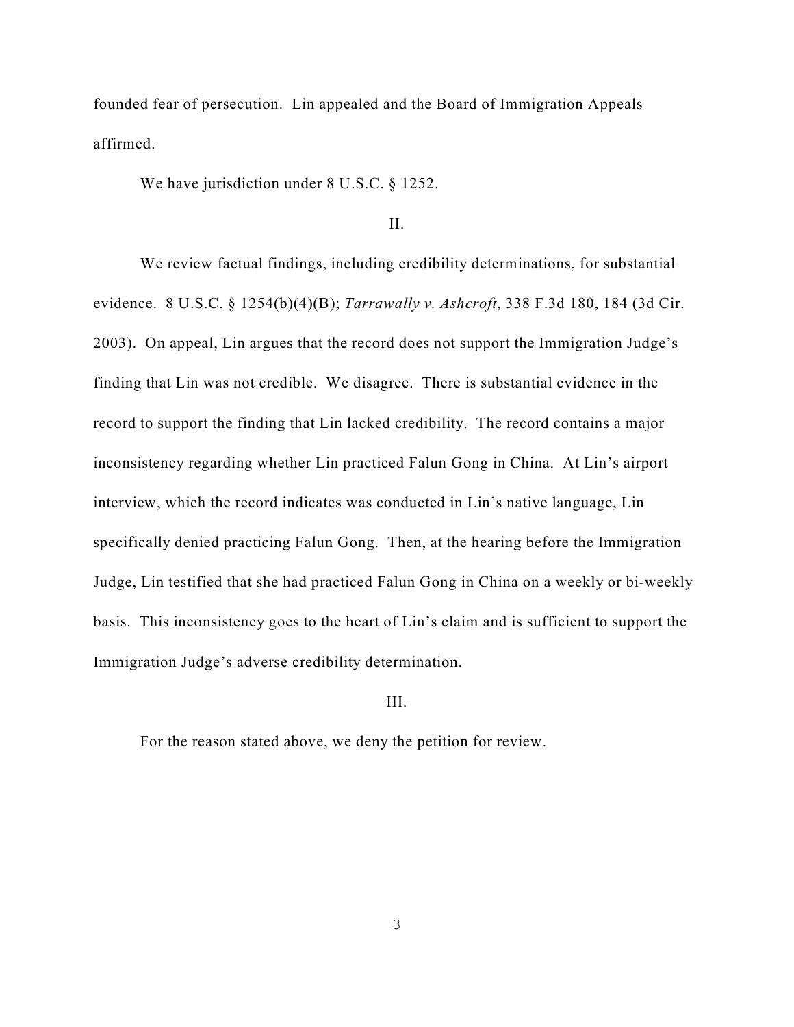founded fear of persecution. Lin appealed and the Board of Immigration Appeals affirmed.

We have jurisdiction under 8 U.S.C. § 1252.

II.

We review factual findings, including credibility determinations, for substantial evidence. 8 U.S.C. § 1254(b)(4)(B); *Tarrawally v. Ashcroft*, 338 F.3d 180, 184 (3d Cir. 2003). On appeal, Lin argues that the record does not support the Immigration Judge's finding that Lin was not credible. We disagree. There is substantial evidence in the record to support the finding that Lin lacked credibility. The record contains a major inconsistency regarding whether Lin practiced Falun Gong in China. At Lin's airport interview, which the record indicates was conducted in Lin's native language, Lin specifically denied practicing Falun Gong. Then, at the hearing before the Immigration Judge, Lin testified that she had practiced Falun Gong in China on a weekly or bi-weekly basis. This inconsistency goes to the heart of Lin's claim and is sufficient to support the Immigration Judge's adverse credibility determination.

III.

For the reason stated above, we deny the petition for review.